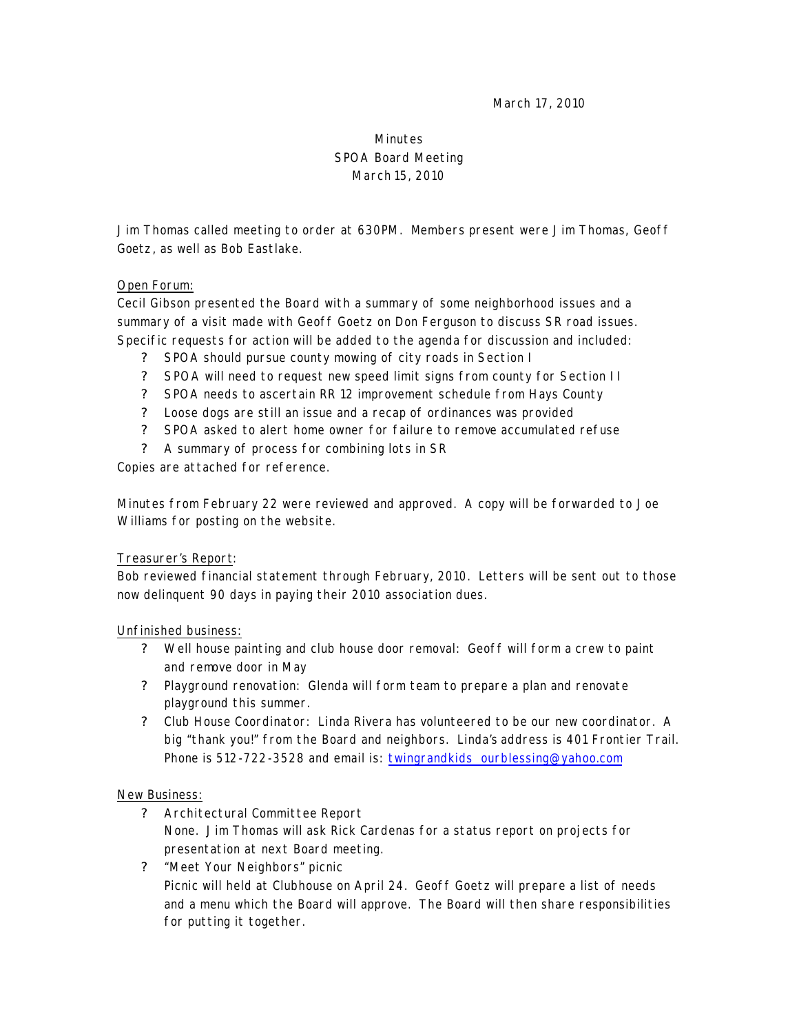March 17, 2010

Minutes
SPOA Board Meeting
March 15, 2010

Jim Thomas called meeting to order at 630PM. Members present were Jim Thomas, Geoff Goetz, as well as Bob Eastlake.

Open Forum:

Cecil Gibson presented the Board with a summary of some neighborhood issues and a summary of a visit made with Geoff Goetz on Don Ferguson to discuss SR road issues. Specific requests for action will be added to the agenda for discussion and included:

- SPOA should pursue county mowing of city roads in Section I
- SPOA will need to request new speed limit signs from county for Section II
- SPOA needs to ascertain RR 12 improvement schedule from Hays County
- Loose dogs are still an issue and a recap of ordinances was provided
- SPOA asked to alert home owner for failure to remove accumulated refuse
- A summary of process for combining lots in SR

Copies are attached for reference.

Minutes from February 22 were reviewed and approved. A copy will be forwarded to Joe Williams for posting on the website.

Treasurer's Report:

Bob reviewed financial statement through February, 2010. Letters will be sent out to those now delinquent 90 days in paying their 2010 association dues.

Unfinished business:

- Well house painting and club house door removal: Geoff will form a crew to paint and remove door in May
- Playground renovation: Glenda will form team to prepare a plan and renovate playground this summer.
- Club House Coordinator: Linda Rivera has volunteered to be our new coordinator. A big "thank you!" from the Board and neighbors. Linda's address is 401 Frontier Trail. Phone is 512-722-3528 and email is: twingrandkids_ourblessing@yahoo.com

New Business:

- Architectural Committee Report
  None. Jim Thomas will ask Rick Cardenas for a status report on projects for presentation at next Board meeting.
- "Meet Your Neighbors" picnic
  Picnic will held at Clubhouse on April 24. Geoff Goetz will prepare a list of needs and a menu which the Board will approve. The Board will then share responsibilities for putting it together.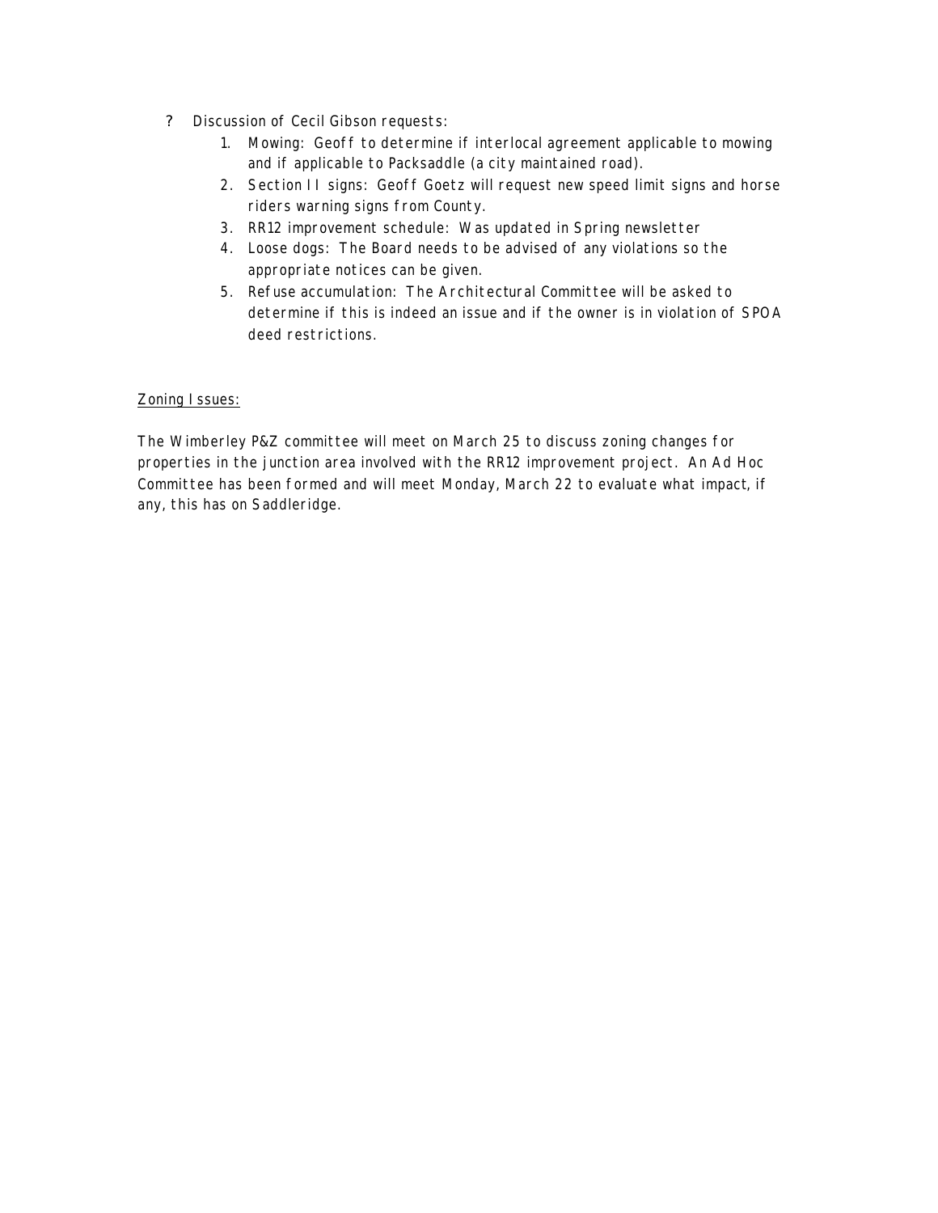- ? Discussion of Cecil Gibson requests:
    1. Mowing: Geoff to determine if interlocal agreement applicable to mowing and if applicable to Packsaddle (a city maintained road).
    2. Section II signs: Geoff Goetz will request new speed limit signs and horse riders warning signs from County.
    3. RR12 improvement schedule: Was updated in Spring newsletter
    4. Loose dogs: The Board needs to be advised of any violations so the appropriate notices can be given.
    5. Refuse accumulation: The Architectural Committee will be asked to determine if this is indeed an issue and if the owner is in violation of SPOA deed restrictions.

<u>Zoning Issues:</u>

The Wimberley P&Z committee will meet on March 25 to discuss zoning changes for properties in the junction area involved with the RR12 improvement project. An Ad Hoc Committee has been formed and will meet Monday, March 22 to evaluate what impact, if any, this has on Saddleridge.